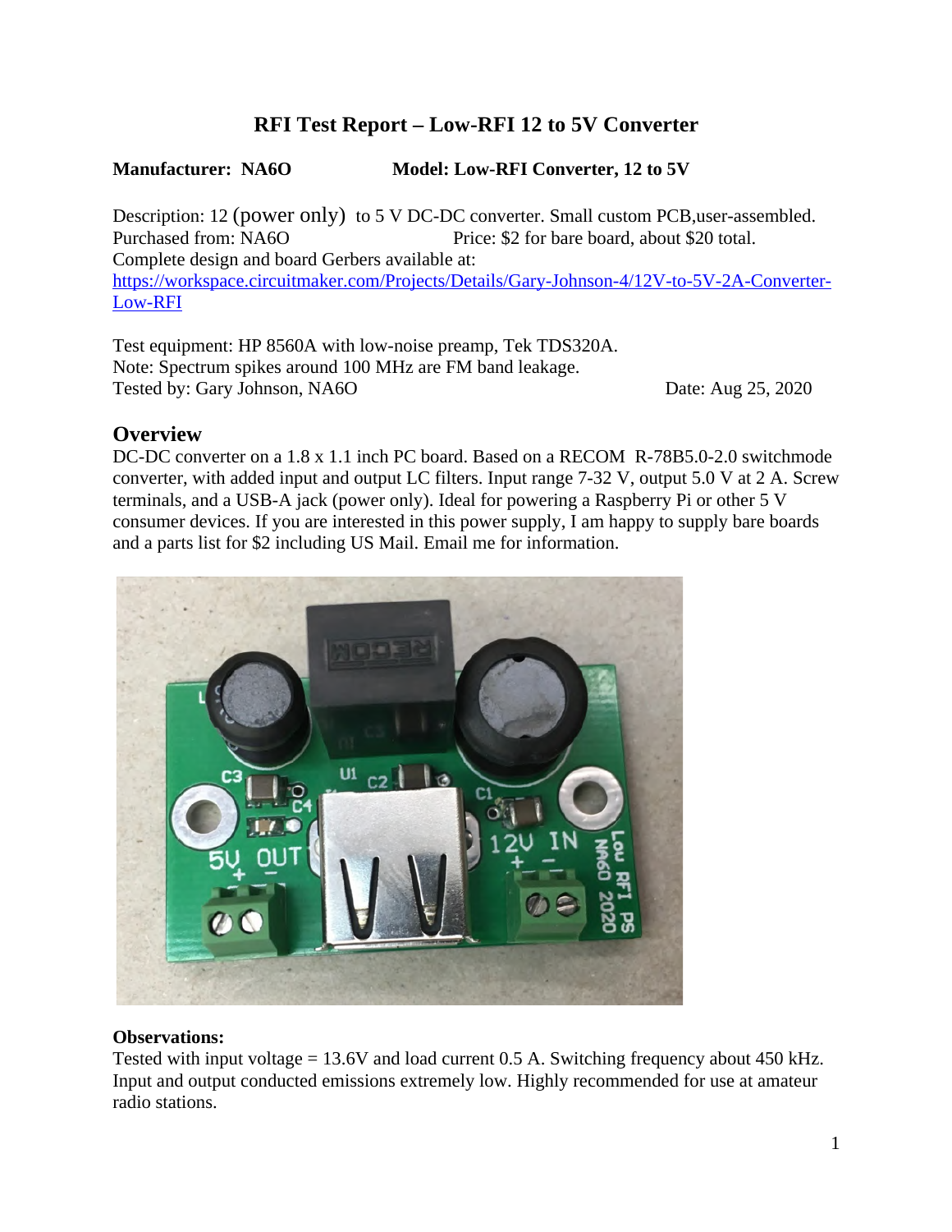# RFI Test Report – Low-RFI 12 to 5V Converter

**Manufacturer: NA6O** **Model: Low-RFI Converter, 12 to 5V**

Description: 12 (power only) to 5 V DC-DC converter. Small custom PCB,user-assembled.
Purchased from: NA6O Price: $2 for bare board, about $20 total.
Complete design and board Gerbers available at:
[https://workspace.circuitmaker.com/Projects/Details/Gary-Johnson-4/12V-to-5V-2A-Converter-Low-RFI](https://workspace.circuitmaker.com/Projects/Details/Gary-Johnson-4/12V-to-5V-2A-Converter-Low-RFI)

Test equipment: HP 8560A with low-noise preamp, Tek TDS320A.
Note: Spectrum spikes around 100 MHz are FM band leakage.
Tested by: Gary Johnson, NA6O Date: Aug 25, 2020

## Overview

DC-DC converter on a 1.8 x 1.1 inch PC board. Based on a RECOM R-78B5.0-2.0 switchmode converter, with added input and output LC filters. Input range 7-32 V, output 5.0 V at 2 A. Screw terminals, and a USB-A jack (power only). Ideal for powering a Raspberry Pi or other 5 V consumer devices. If you are interested in this power supply, I am happy to supply bare boards and a parts list for $2 including US Mail. Email me for information.

**Observations:**
Tested with input voltage = 13.6V and load current 0.5 A. Switching frequency about 450 kHz. Input and output conducted emissions extremely low. Highly recommended for use at amateur radio stations.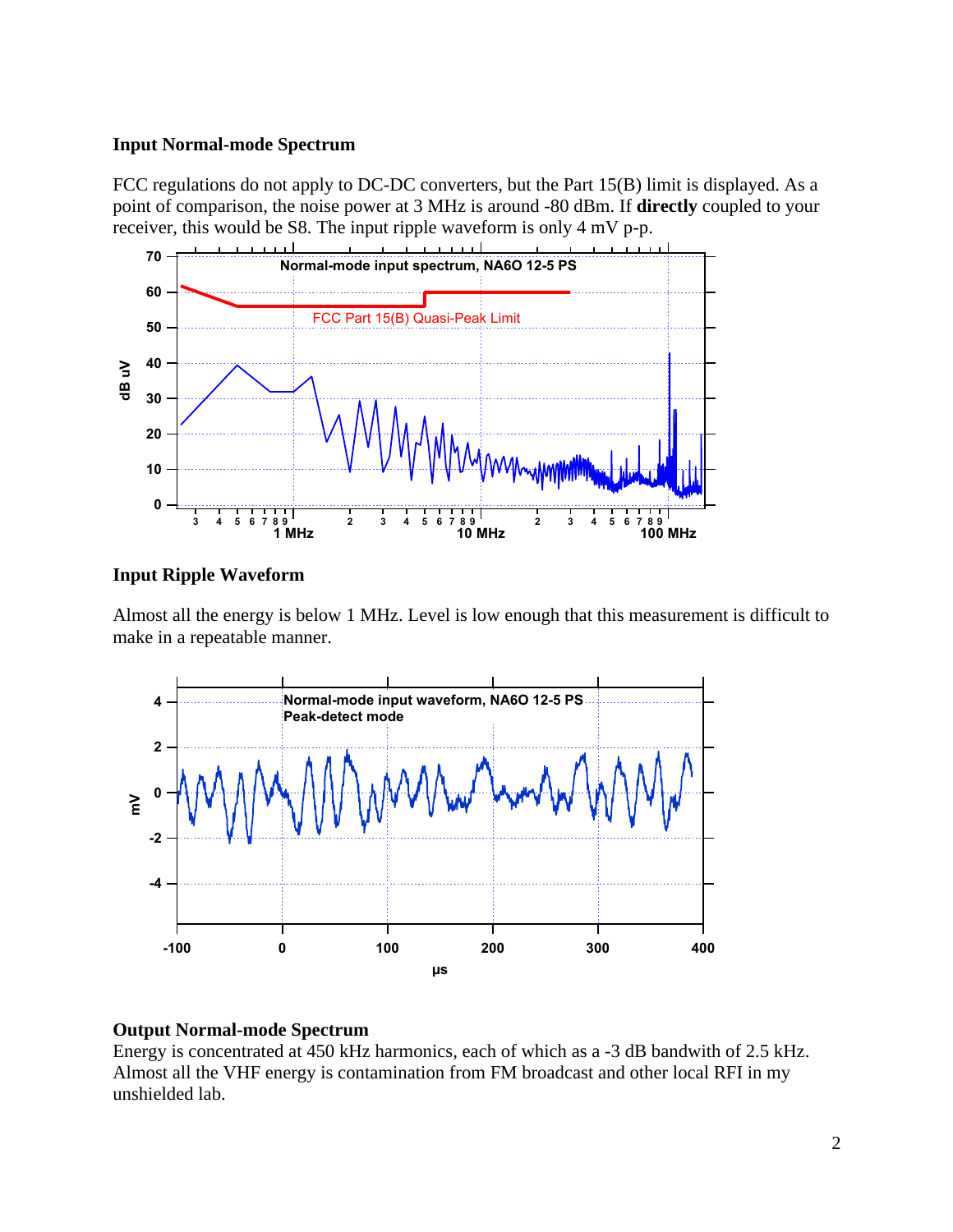### Input Normal-mode Spectrum

FCC regulations do not apply to DC-DC converters, but the Part 15(B) limit is displayed. As a point of comparison, the noise power at 3 MHz is around -80 dBm. If **directly** coupled to your receiver, this would be S8. The input ripple waveform is only 4 mV p-p.

### Input Ripple Waveform

Almost all the energy is below 1 MHz. Level is low enough that this measurement is difficult to make in a repeatable manner.

### Output Normal-mode Spectrum

Energy is concentrated at 450 kHz harmonics, each of which as a -3 dB bandwith of 2.5 kHz. Almost all the VHF energy is contamination from FM broadcast and other local RFI in my unshielded lab.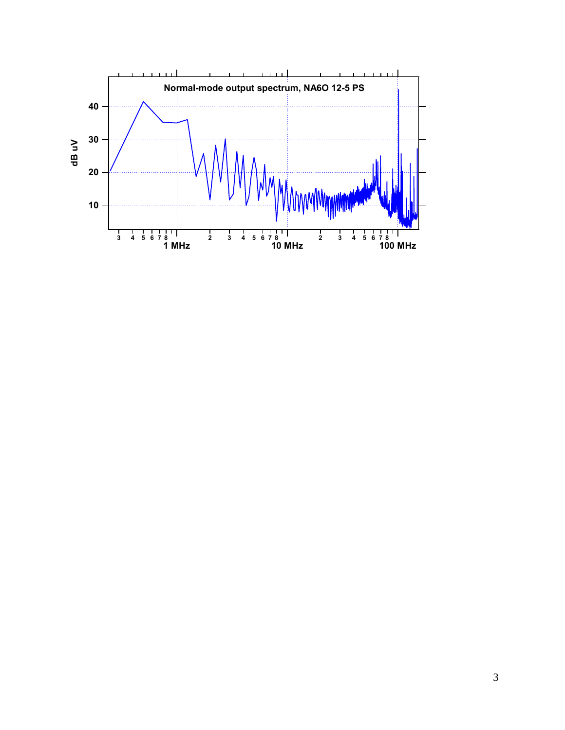Normal-mode output spectrum, NA6O 12-5 PS

dB uV

40

30

20

10

3 4 5 6 7 8

1 MHz

2 3 4 5 6 7 8

10 MHz

2 3 4 5 6 7 8

100 MHz